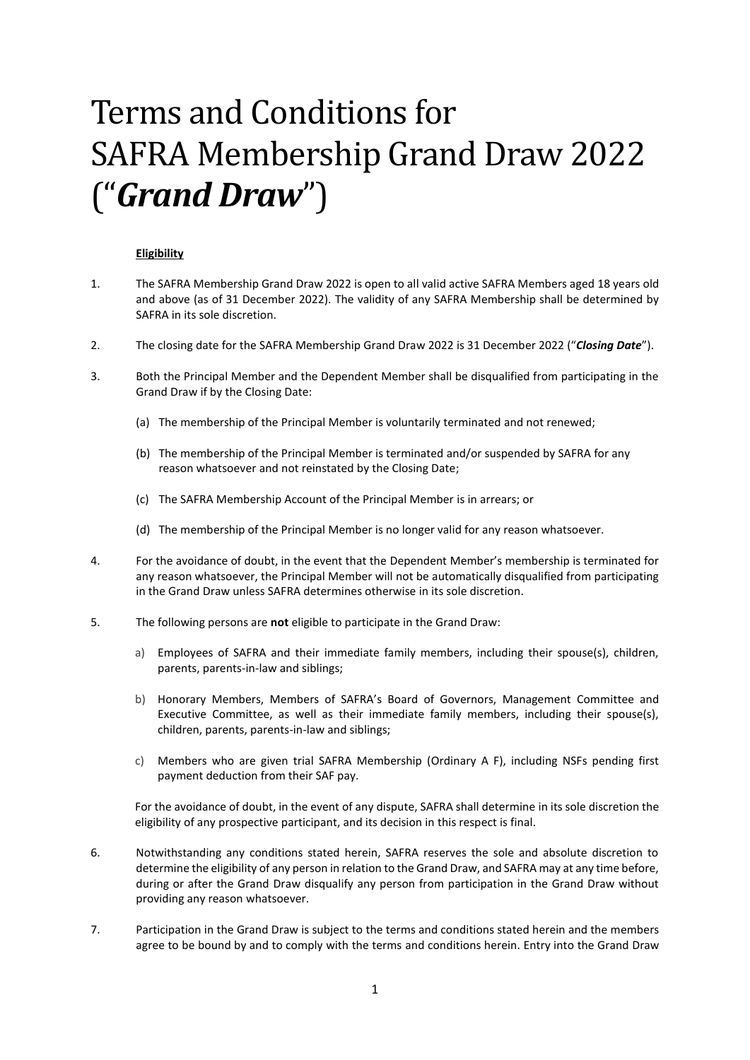# Terms and Conditions for SAFRA Membership Grand Draw 2022 ("*Grand Draw*")

**Eligibility**

1. The SAFRA Membership Grand Draw 2022 is open to all valid active SAFRA Members aged 18 years old and above (as of 31 December 2022). The validity of any SAFRA Membership shall be determined by SAFRA in its sole discretion.

2. The closing date for the SAFRA Membership Grand Draw 2022 is 31 December 2022 ("***Closing Date***").

3. Both the Principal Member and the Dependent Member shall be disqualified from participating in the Grand Draw if by the Closing Date:

   (a) The membership of the Principal Member is voluntarily terminated and not renewed;

   (b) The membership of the Principal Member is terminated and/or suspended by SAFRA for any reason whatsoever and not reinstated by the Closing Date;

   (c) The SAFRA Membership Account of the Principal Member is in arrears; or

   (d) The membership of the Principal Member is no longer valid for any reason whatsoever.

4. For the avoidance of doubt, in the event that the Dependent Member's membership is terminated for any reason whatsoever, the Principal Member will not be automatically disqualified from participating in the Grand Draw unless SAFRA determines otherwise in its sole discretion.

5. The following persons are **not** eligible to participate in the Grand Draw:

   a) Employees of SAFRA and their immediate family members, including their spouse(s), children, parents, parents-in-law and siblings;

   b) Honorary Members, Members of SAFRA's Board of Governors, Management Committee and Executive Committee, as well as their immediate family members, including their spouse(s), children, parents, parents-in-law and siblings;

   c) Members who are given trial SAFRA Membership (Ordinary A F), including NSFs pending first payment deduction from their SAF pay.

   For the avoidance of doubt, in the event of any dispute, SAFRA shall determine in its sole discretion the eligibility of any prospective participant, and its decision in this respect is final.

6. Notwithstanding any conditions stated herein, SAFRA reserves the sole and absolute discretion to determine the eligibility of any person in relation to the Grand Draw, and SAFRA may at any time before, during or after the Grand Draw disqualify any person from participation in the Grand Draw without providing any reason whatsoever.

7. Participation in the Grand Draw is subject to the terms and conditions stated herein and the members agree to be bound by and to comply with the terms and conditions herein. Entry into the Grand Draw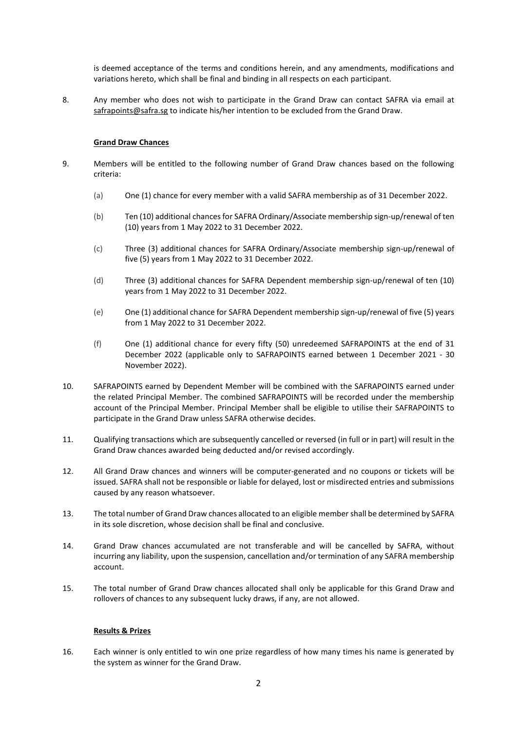is deemed acceptance of the terms and conditions herein, and any amendments, modifications and variations hereto, which shall be final and binding in all respects on each participant.

8. Any member who does not wish to participate in the Grand Draw can contact SAFRA via email at safrapoints@safra.sg to indicate his/her intention to be excluded from the Grand Draw.

**Grand Draw Chances**

9. Members will be entitled to the following number of Grand Draw chances based on the following criteria:

   (a) One (1) chance for every member with a valid SAFRA membership as of 31 December 2022.

   (b) Ten (10) additional chances for SAFRA Ordinary/Associate membership sign-up/renewal of ten (10) years from 1 May 2022 to 31 December 2022.

   (c) Three (3) additional chances for SAFRA Ordinary/Associate membership sign-up/renewal of five (5) years from 1 May 2022 to 31 December 2022.

   (d) Three (3) additional chances for SAFRA Dependent membership sign-up/renewal of ten (10) years from 1 May 2022 to 31 December 2022.

   (e) One (1) additional chance for SAFRA Dependent membership sign-up/renewal of five (5) years from 1 May 2022 to 31 December 2022.

   (f) One (1) additional chance for every fifty (50) unredeemed SAFRAPOINTS at the end of 31 December 2022 (applicable only to SAFRAPOINTS earned between 1 December 2021 - 30 November 2022).

10. SAFRAPOINTS earned by Dependent Member will be combined with the SAFRAPOINTS earned under the related Principal Member. The combined SAFRAPOINTS will be recorded under the membership account of the Principal Member. Principal Member shall be eligible to utilise their SAFRAPOINTS to participate in the Grand Draw unless SAFRA otherwise decides.

11. Qualifying transactions which are subsequently cancelled or reversed (in full or in part) will result in the Grand Draw chances awarded being deducted and/or revised accordingly.

12. All Grand Draw chances and winners will be computer-generated and no coupons or tickets will be issued. SAFRA shall not be responsible or liable for delayed, lost or misdirected entries and submissions caused by any reason whatsoever.

13. The total number of Grand Draw chances allocated to an eligible member shall be determined by SAFRA in its sole discretion, whose decision shall be final and conclusive.

14. Grand Draw chances accumulated are not transferable and will be cancelled by SAFRA, without incurring any liability, upon the suspension, cancellation and/or termination of any SAFRA membership account.

15. The total number of Grand Draw chances allocated shall only be applicable for this Grand Draw and rollovers of chances to any subsequent lucky draws, if any, are not allowed.

**Results & Prizes**

16. Each winner is only entitled to win one prize regardless of how many times his name is generated by the system as winner for the Grand Draw.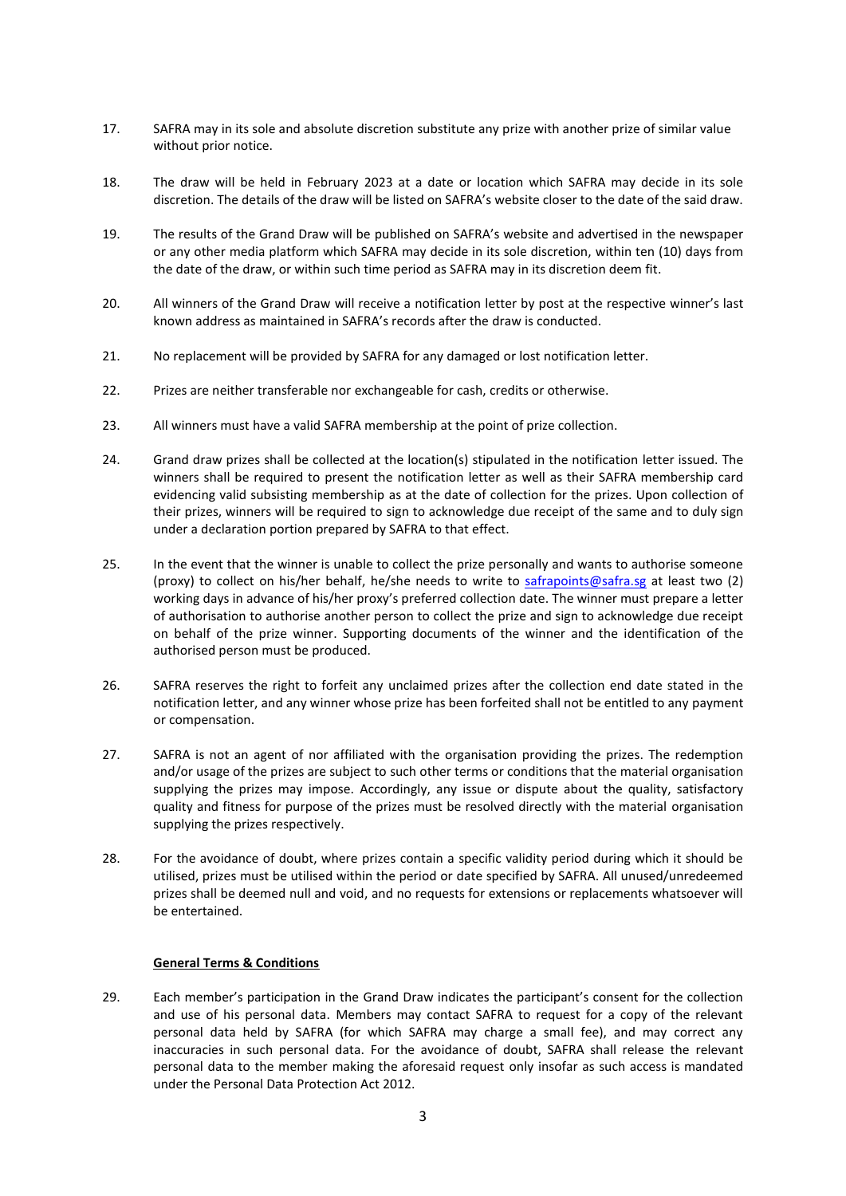17. SAFRA may in its sole and absolute discretion substitute any prize with another prize of similar value without prior notice.

18. The draw will be held in February 2023 at a date or location which SAFRA may decide in its sole discretion. The details of the draw will be listed on SAFRA's website closer to the date of the said draw.

19. The results of the Grand Draw will be published on SAFRA's website and advertised in the newspaper or any other media platform which SAFRA may decide in its sole discretion, within ten (10) days from the date of the draw, or within such time period as SAFRA may in its discretion deem fit.

20. All winners of the Grand Draw will receive a notification letter by post at the respective winner's last known address as maintained in SAFRA's records after the draw is conducted.

21. No replacement will be provided by SAFRA for any damaged or lost notification letter.

22. Prizes are neither transferable nor exchangeable for cash, credits or otherwise.

23. All winners must have a valid SAFRA membership at the point of prize collection.

24. Grand draw prizes shall be collected at the location(s) stipulated in the notification letter issued. The winners shall be required to present the notification letter as well as their SAFRA membership card evidencing valid subsisting membership as at the date of collection for the prizes. Upon collection of their prizes, winners will be required to sign to acknowledge due receipt of the same and to duly sign under a declaration portion prepared by SAFRA to that effect.

25. In the event that the winner is unable to collect the prize personally and wants to authorise someone (proxy) to collect on his/her behalf, he/she needs to write to safrapoints@safra.sg at least two (2) working days in advance of his/her proxy's preferred collection date. The winner must prepare a letter of authorisation to authorise another person to collect the prize and sign to acknowledge due receipt on behalf of the prize winner. Supporting documents of the winner and the identification of the authorised person must be produced.

26. SAFRA reserves the right to forfeit any unclaimed prizes after the collection end date stated in the notification letter, and any winner whose prize has been forfeited shall not be entitled to any payment or compensation.

27. SAFRA is not an agent of nor affiliated with the organisation providing the prizes. The redemption and/or usage of the prizes are subject to such other terms or conditions that the material organisation supplying the prizes may impose. Accordingly, any issue or dispute about the quality, satisfactory quality and fitness for purpose of the prizes must be resolved directly with the material organisation supplying the prizes respectively.

28. For the avoidance of doubt, where prizes contain a specific validity period during which it should be utilised, prizes must be utilised within the period or date specified by SAFRA. All unused/unredeemed prizes shall be deemed null and void, and no requests for extensions or replacements whatsoever will be entertained.

**General Terms & Conditions**

29. Each member's participation in the Grand Draw indicates the participant's consent for the collection and use of his personal data. Members may contact SAFRA to request for a copy of the relevant personal data held by SAFRA (for which SAFRA may charge a small fee), and may correct any inaccuracies in such personal data. For the avoidance of doubt, SAFRA shall release the relevant personal data to the member making the aforesaid request only insofar as such access is mandated under the Personal Data Protection Act 2012.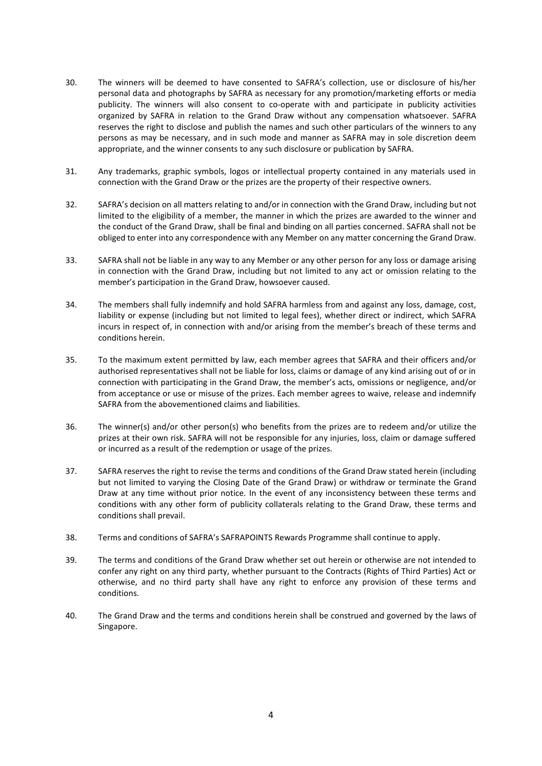30. The winners will be deemed to have consented to SAFRA's collection, use or disclosure of his/her personal data and photographs by SAFRA as necessary for any promotion/marketing efforts or media publicity. The winners will also consent to co-operate with and participate in publicity activities organized by SAFRA in relation to the Grand Draw without any compensation whatsoever. SAFRA reserves the right to disclose and publish the names and such other particulars of the winners to any persons as may be necessary, and in such mode and manner as SAFRA may in sole discretion deem appropriate, and the winner consents to any such disclosure or publication by SAFRA.

31. Any trademarks, graphic symbols, logos or intellectual property contained in any materials used in connection with the Grand Draw or the prizes are the property of their respective owners.

32. SAFRA's decision on all matters relating to and/or in connection with the Grand Draw, including but not limited to the eligibility of a member, the manner in which the prizes are awarded to the winner and the conduct of the Grand Draw, shall be final and binding on all parties concerned. SAFRA shall not be obliged to enter into any correspondence with any Member on any matter concerning the Grand Draw.

33. SAFRA shall not be liable in any way to any Member or any other person for any loss or damage arising in connection with the Grand Draw, including but not limited to any act or omission relating to the member's participation in the Grand Draw, howsoever caused.

34. The members shall fully indemnify and hold SAFRA harmless from and against any loss, damage, cost, liability or expense (including but not limited to legal fees), whether direct or indirect, which SAFRA incurs in respect of, in connection with and/or arising from the member's breach of these terms and conditions herein.

35. To the maximum extent permitted by law, each member agrees that SAFRA and their officers and/or authorised representatives shall not be liable for loss, claims or damage of any kind arising out of or in connection with participating in the Grand Draw, the member's acts, omissions or negligence, and/or from acceptance or use or misuse of the prizes. Each member agrees to waive, release and indemnify SAFRA from the abovementioned claims and liabilities.

36. The winner(s) and/or other person(s) who benefits from the prizes are to redeem and/or utilize the prizes at their own risk. SAFRA will not be responsible for any injuries, loss, claim or damage suffered or incurred as a result of the redemption or usage of the prizes.

37. SAFRA reserves the right to revise the terms and conditions of the Grand Draw stated herein (including but not limited to varying the Closing Date of the Grand Draw) or withdraw or terminate the Grand Draw at any time without prior notice. In the event of any inconsistency between these terms and conditions with any other form of publicity collaterals relating to the Grand Draw, these terms and conditions shall prevail.

38. Terms and conditions of SAFRA's SAFRAPOINTS Rewards Programme shall continue to apply.

39. The terms and conditions of the Grand Draw whether set out herein or otherwise are not intended to confer any right on any third party, whether pursuant to the Contracts (Rights of Third Parties) Act or otherwise, and no third party shall have any right to enforce any provision of these terms and conditions.

40. The Grand Draw and the terms and conditions herein shall be construed and governed by the laws of Singapore.